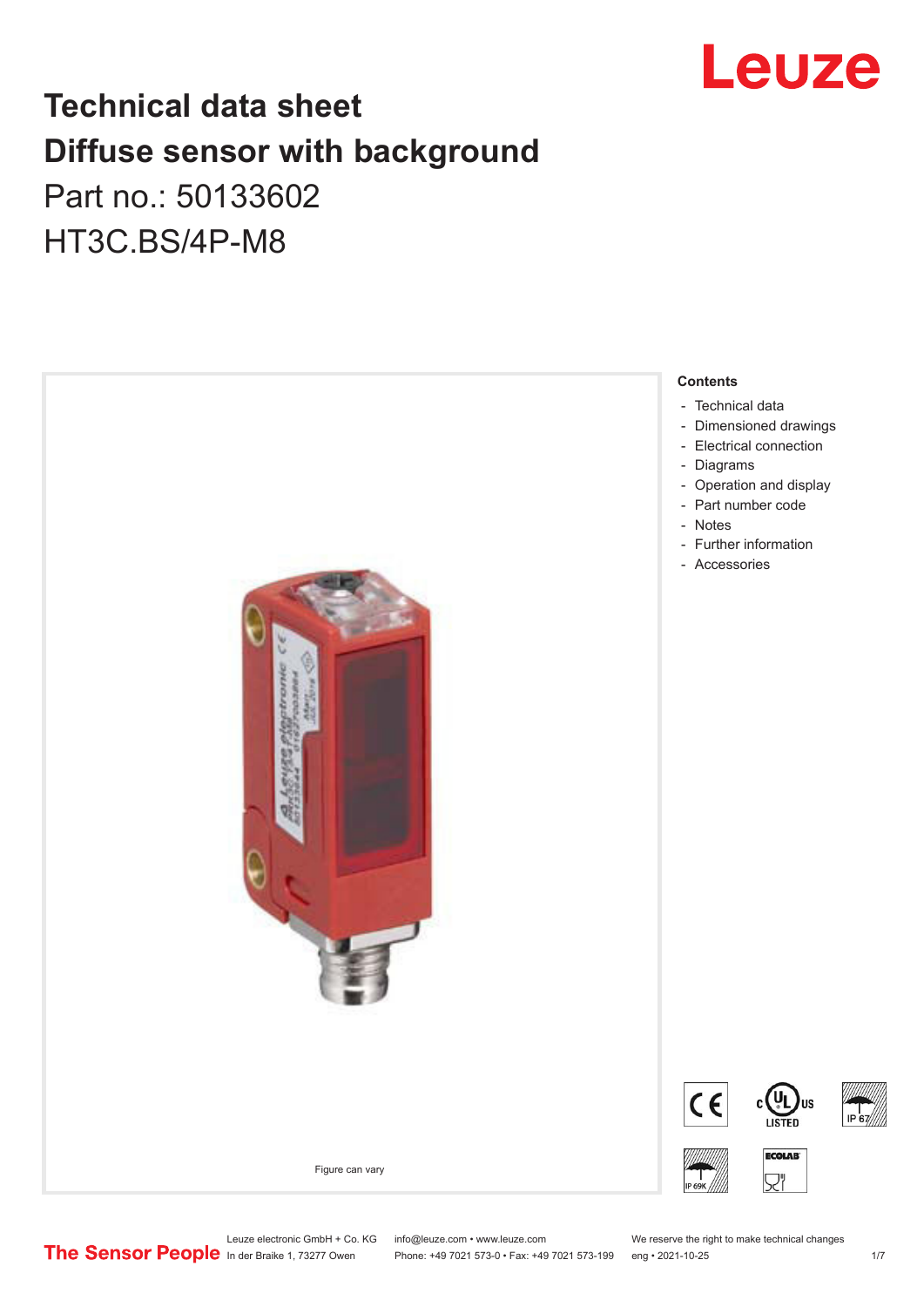# Technical data sheet
# Diffuse sensor with background

Part no.: 50133602

HT3C.BS/4P-M8

Figure can vary

**Contents**

- Technical data
- Dimensioned drawings
- Electrical connection
- Diagrams
- Operation and display
- Part number code
- Notes
- Further information
- Accessories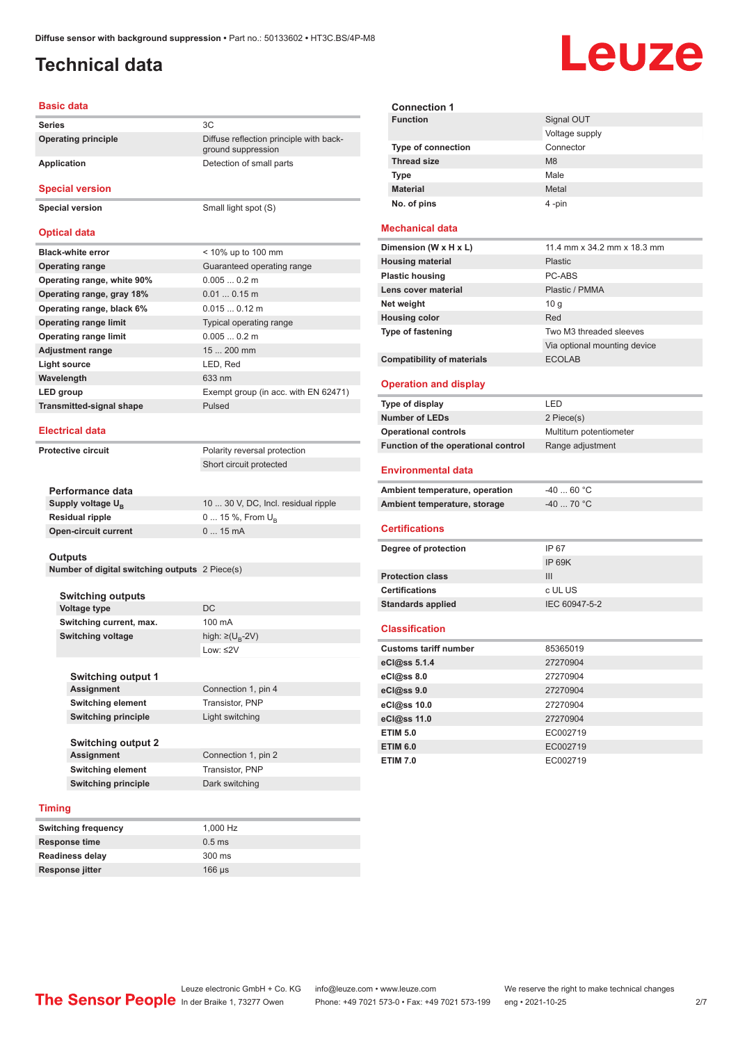# Technical data

## Basic data

| | |
|---|---|
| **Series** | 3C |
| **Operating principle** | Diffuse reflection principle with background suppression |
| **Application** | Detection of small parts |

## Special version

| | |
|---|---|
| **Special version** | Small light spot (S) |

## Optical data

| | |
|---|---|
| **Black-white error** | < 10% up to 100 mm |
| **Operating range** | Guaranteed operating range |
| **Operating range, white 90%** | 0.005 ... 0.2 m |
| **Operating range, gray 18%** | 0.01 ... 0.15 m |
| **Operating range, black 6%** | 0.015 ... 0.12 m |
| **Operating range limit** | Typical operating range |
| **Operating range limit** | 0.005 ... 0.2 m |
| **Adjustment range** | 15 ... 200 mm |
| **Light source** | LED, Red |
| **Wavelength** | 633 nm |
| **LED group** | Exempt group (in acc. with EN 62471) |
| **Transmitted-signal shape** | Pulsed |

## Electrical data

| | |
|---|---|
| **Protective circuit** | Polarity reversal protection |
| | Short circuit protected |

### Performance data

| | |
|---|---|
| **Supply voltage $U_B$** | 10 ... 30 V, DC, Incl. residual ripple |
| **Residual ripple** | 0 ... 15 %, From $U_B$ |
| **Open-circuit current** | 0 ... 15 mA |

### Outputs

| | |
|---|---|
| **Number of digital switching outputs** | 2 Piece(s) |

### Switching outputs

| | |
|---|---|
| **Voltage type** | DC |
| **Switching current, max.** | 100 mA |
| **Switching voltage** | high: ≥($U_B$-2V) |
| | Low: ≤2V |

### Switching output 1

| | |
|---|---|
| **Assignment** | Connection 1, pin 4 |
| **Switching element** | Transistor, PNP |
| **Switching principle** | Light switching |

### Switching output 2

| | |
|---|---|
| **Assignment** | Connection 1, pin 2 |
| **Switching element** | Transistor, PNP |
| **Switching principle** | Dark switching |

## Timing

| | |
|---|---|
| **Switching frequency** | 1,000 Hz |
| **Response time** | 0.5 ms |
| **Readiness delay** | 300 ms |
| **Response jitter** | 166 µs |

### Connection 1

| | |
|---|---|
| **Function** | Signal OUT |
| | Voltage supply |
| **Type of connection** | Connector |
| **Thread size** | M8 |
| **Type** | Male |
| **Material** | Metal |
| **No. of pins** | 4 -pin |

## Mechanical data

| | |
|---|---|
| **Dimension (W x H x L)** | 11.4 mm x 34.2 mm x 18.3 mm |
| **Housing material** | Plastic |
| **Plastic housing** | PC-ABS |
| **Lens cover material** | Plastic / PMMA |
| **Net weight** | 10 g |
| **Housing color** | Red |
| **Type of fastening** | Two M3 threaded sleeves |
| | Via optional mounting device |
| **Compatibility of materials** | ECOLAB |

## Operation and display

| | |
|---|---|
| **Type of display** | LED |
| **Number of LEDs** | 2 Piece(s) |
| **Operational controls** | Multiturn potentiometer |
| **Function of the operational control** | Range adjustment |

## Environmental data

| | |
|---|---|
| **Ambient temperature, operation** | -40 ... 60 °C |
| **Ambient temperature, storage** | -40 ... 70 °C |

## Certifications

| | |
|---|---|
| **Degree of protection** | IP 67 |
| | IP 69K |
| **Protection class** | III |
| **Certifications** | c UL US |
| **Standards applied** | IEC 60947-5-2 |

## Classification

| | |
|---|---|
| **Customs tariff number** | 85365019 |
| **eCl@ss 5.1.4** | 27270904 |
| **eCl@ss 8.0** | 27270904 |
| **eCl@ss 9.0** | 27270904 |
| **eCl@ss 10.0** | 27270904 |
| **eCl@ss 11.0** | 27270904 |
| **ETIM 5.0** | EC002719 |
| **ETIM 6.0** | EC002719 |
| **ETIM 7.0** | EC002719 |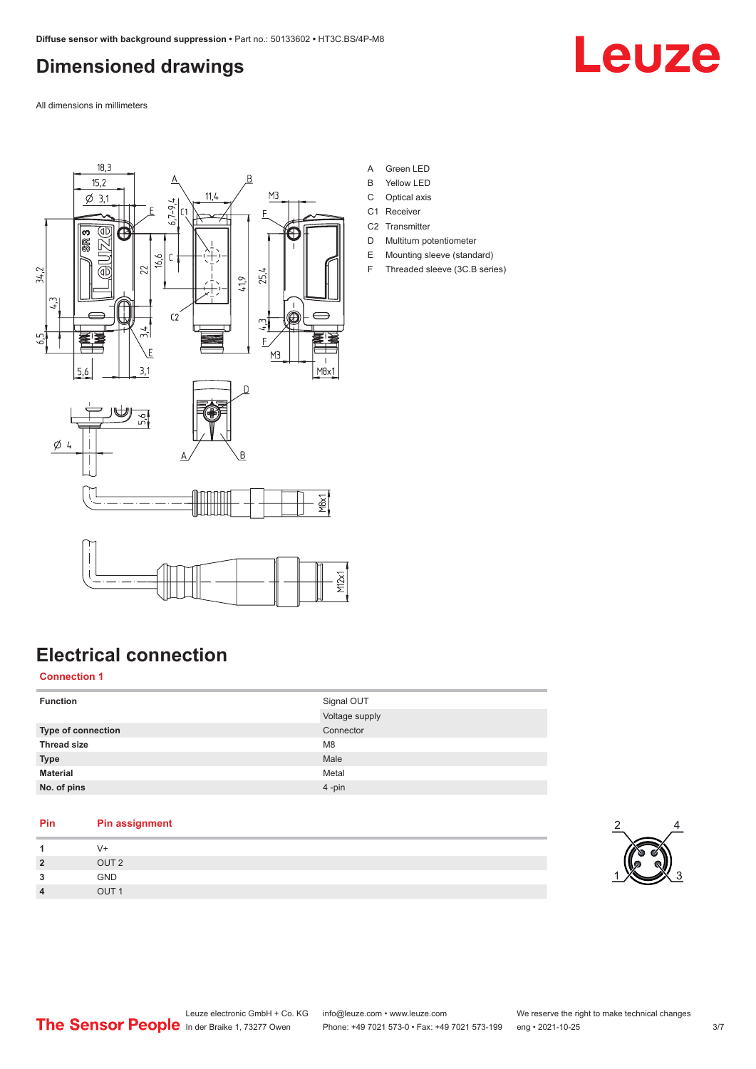## Dimensioned drawings

All dimensions in millimeters

A Green LED
B Yellow LED
C Optical axis
C1 Receiver
C2 Transmitter
D Multiturn potentiometer
E Mounting sleeve (standard)
F Threaded sleeve (3C.B series)

## Electrical connection

### Connection 1

| | |
|---|---|
| **Function** | Signal OUT |
| | Voltage supply |
| **Type of connection** | Connector |
| **Thread size** | M8 |
| **Type** | Male |
| **Material** | Metal |
| **No. of pins** | 4 -pin |

| Pin | Pin assignment |
|---|---|
| **1** | V+ |
| **2** | OUT 2 |
| **3** | GND |
| **4** | OUT 1 |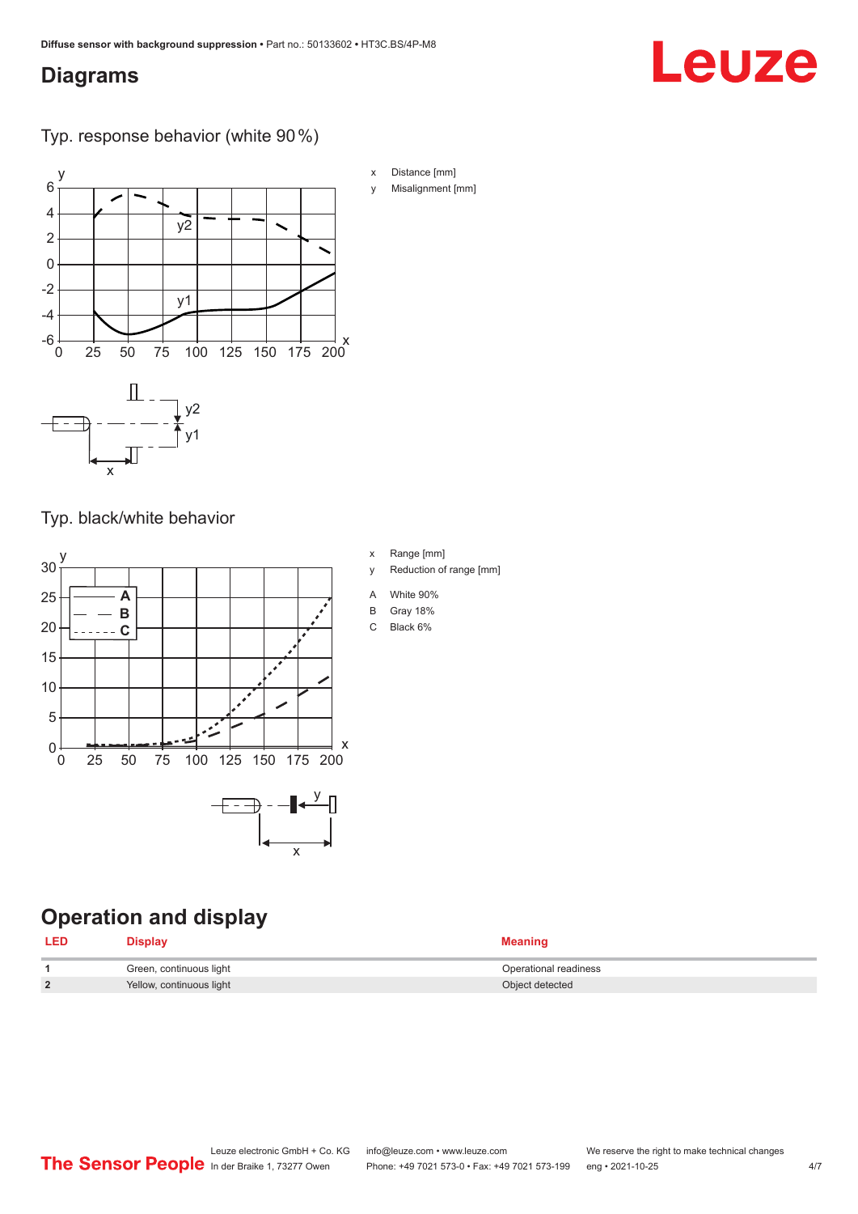## Diagrams

### Typ. response behavior (white 90 %)

x Distance [mm]

y Misalignment [mm]

### Typ. black/white behavior

x Range [mm]

y Reduction of range [mm]

A White 90%

B Gray 18%

C Black 6%

## Operation and display

| LED | Display | Meaning |
|---|---|---|
| 1 | Green, continuous light | Operational readiness |
| 2 | Yellow, continuous light | Object detected |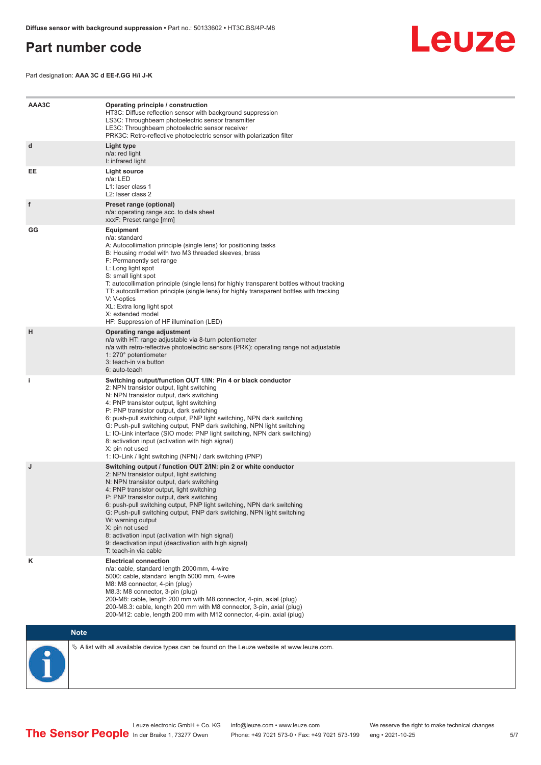## Part number code

Part designation: **AAA 3C d EE-f.GG H/i J-K**

| | |
|---|---|
| **AAA3C** | **Operating principle / construction**<br>HT3C: Diffuse reflection sensor with background suppression<br>LS3C: Throughbeam photoelectric sensor transmitter<br>LE3C: Throughbeam photoelectric sensor receiver<br>PRK3C: Retro-reflective photoelectric sensor with polarization filter |
| **d** | **Light type**<br>n/a: red light<br>I: infrared light |
| **EE** | **Light source**<br>n/a: LED<br>L1: laser class 1<br>L2: laser class 2 |
| **f** | **Preset range (optional)**<br>n/a: operating range acc. to data sheet<br>xxxF: Preset range [mm] |
| **GG** | **Equipment**<br>n/a: standard<br>A: Autocollimation principle (single lens) for positioning tasks<br>B: Housing model with two M3 threaded sleeves, brass<br>F: Permanently set range<br>L: Long light spot<br>S: small light spot<br>T: autocollimation principle (single lens) for highly transparent bottles without tracking<br>TT: autocollimation principle (single lens) for highly transparent bottles with tracking<br>V: V-optics<br>XL: Extra long light spot<br>X: extended model<br>HF: Suppression of HF illumination (LED) |
| **H** | **Operating range adjustment**<br>n/a with HT: range adjustable via 8-turn potentiometer<br>n/a with retro-reflective photoelectric sensors (PRK): operating range not adjustable<br>1: 270° potentiometer<br>3: teach-in via button<br>6: auto-teach |
| **i** | **Switching output/function OUT 1/IN: Pin 4 or black conductor**<br>2: NPN transistor output, light switching<br>N: NPN transistor output, dark switching<br>4: PNP transistor output, light switching<br>P: PNP transistor output, dark switching<br>6: push-pull switching output, PNP light switching, NPN dark switching<br>G: Push-pull switching output, PNP dark switching, NPN light switching<br>L: IO-Link interface (SIO mode: PNP light switching, NPN dark switching)<br>8: activation input (activation with high signal)<br>X: pin not used<br>1: IO-Link / light switching (NPN) / dark switching (PNP) |
| **J** | **Switching output / function OUT 2/IN: pin 2 or white conductor**<br>2: NPN transistor output, light switching<br>N: NPN transistor output, dark switching<br>4: PNP transistor output, light switching<br>P: PNP transistor output, dark switching<br>6: push-pull switching output, PNP light switching, NPN dark switching<br>G: Push-pull switching output, PNP dark switching, NPN light switching<br>W: warning output<br>X: pin not used<br>8: activation input (activation with high signal)<br>9: deactivation input (deactivation with high signal)<br>T: teach-in via cable |
| **K** | **Electrical connection**<br>n/a: cable, standard length 2000 mm, 4-wire<br>5000: cable, standard length 5000 mm, 4-wire<br>M8: M8 connector, 4-pin (plug)<br>M8.3: M8 connector, 3-pin (plug)<br>200-M8: cable, length 200 mm with M8 connector, 4-pin, axial (plug)<br>200-M8.3: cable, length 200 mm with M8 connector, 3-pin, axial (plug)<br>200-M12: cable, length 200 mm with M12 connector, 4-pin, axial (plug) |

**Note**

✎ A list with all available device types can be found on the Leuze website at www.leuze.com.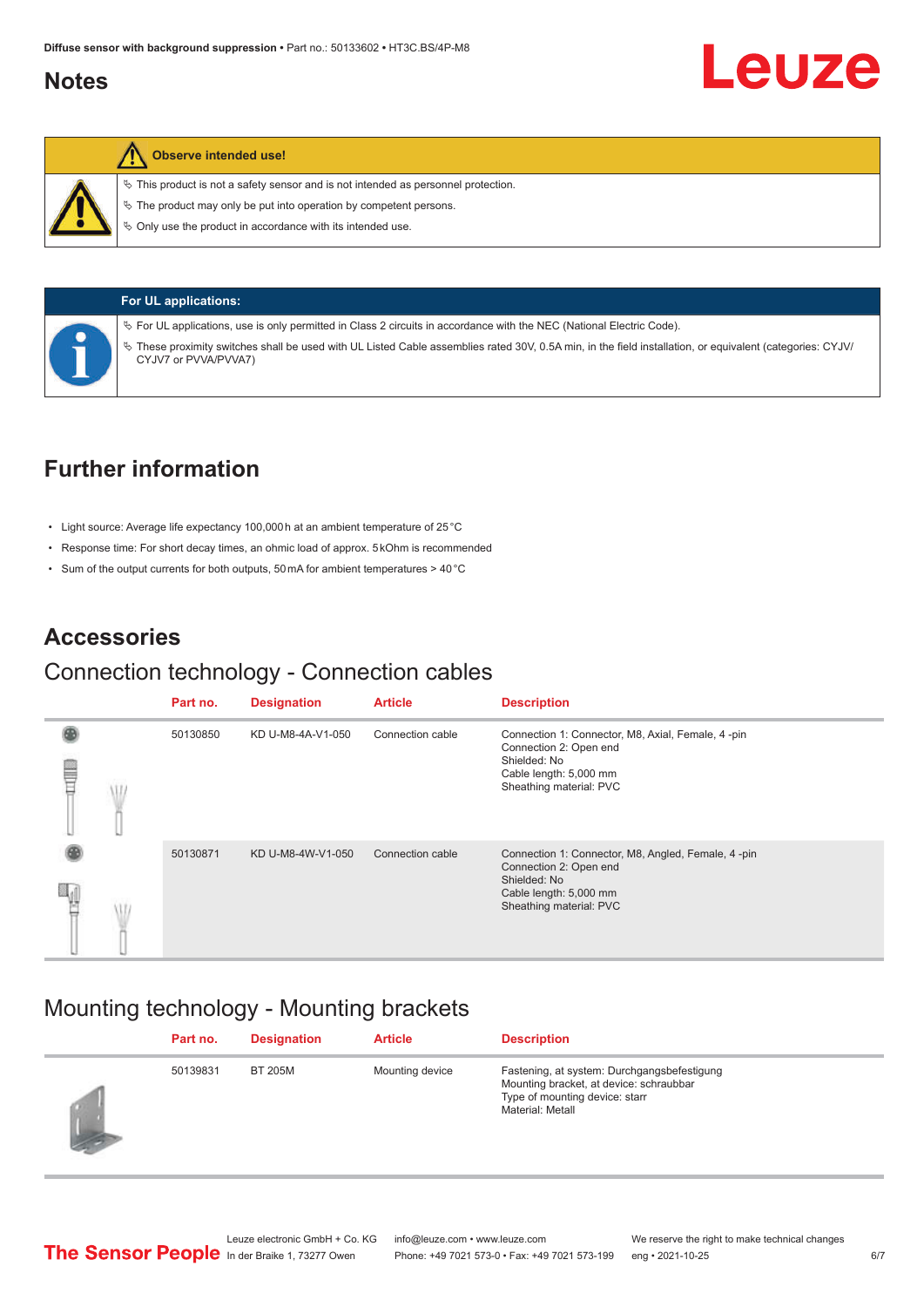## Notes

**Observe intended use!**

- This product is not a safety sensor and is not intended as personnel protection.
- The product may only be put into operation by competent persons.
- Only use the product in accordance with its intended use.

**For UL applications:**

- For UL applications, use is only permitted in Class 2 circuits in accordance with the NEC (National Electric Code).
- These proximity switches shall be used with UL Listed Cable assemblies rated 30V, 0.5A min, in the field installation, or equivalent (categories: CYJV/CYJV7 or PVVA/PVVA7)

## Further information

- Light source: Average life expectancy 100,000 h at an ambient temperature of 25 °C
- Response time: For short decay times, an ohmic load of approx. 5 kOhm is recommended
- Sum of the output currents for both outputs, 50 mA for ambient temperatures > 40 °C

## Accessories

### Connection technology - Connection cables

| Part no. | Designation | Article | Description |
|---|---|---|---|
| 50130850 | KD U-M8-4A-V1-050 | Connection cable | Connection 1: Connector, M8, Axial, Female, 4 -pin<br>Connection 2: Open end<br>Shielded: No<br>Cable length: 5,000 mm<br>Sheathing material: PVC |
| 50130871 | KD U-M8-4W-V1-050 | Connection cable | Connection 1: Connector, M8, Angled, Female, 4 -pin<br>Connection 2: Open end<br>Shielded: No<br>Cable length: 5,000 mm<br>Sheathing material: PVC |

### Mounting technology - Mounting brackets

| Part no. | Designation | Article | Description |
|---|---|---|---|
| 50139831 | BT 205M | Mounting device | Fastening, at system: Durchgangsbefestigung<br>Mounting bracket, at device: schraubbar<br>Type of mounting device: starr<br>Material: Metall |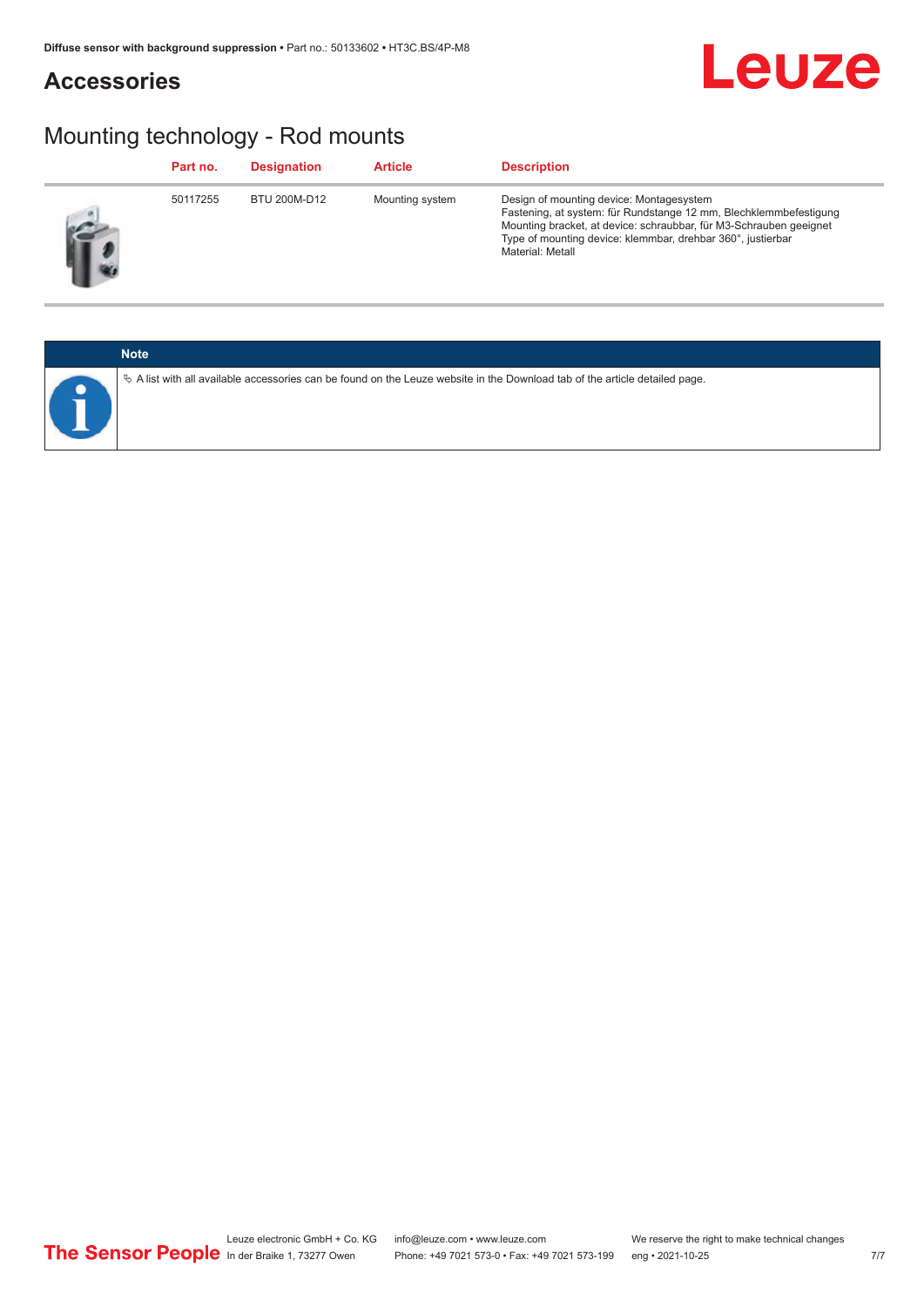## Accessories

## Mounting technology - Rod mounts

| | Part no. | Designation | Article | Description |
|---|---|---|---|---|
| | 50117255 | BTU 200M-D12 | Mounting system | Design of mounting device: Montagesystem<br>Fastening, at system: für Rundstange 12 mm, Blechklemmbefestigung<br>Mounting bracket, at device: schraubbar, für M3-Schrauben geeignet<br>Type of mounting device: klemmbar, drehbar 360°, justierbar<br>Material: Metall |

**Note**

↳ A list with all available accessories can be found on the Leuze website in the Download tab of the article detailed page.